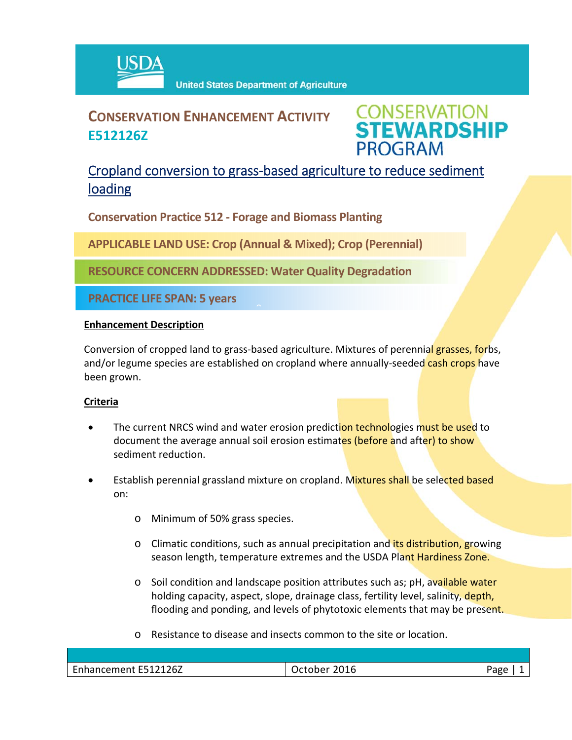USDA United States Department of Agriculture

# CONSERVATION ENHANCEMENT ACTIVITY E512126Z

CONSERVATION STEWARDSHIP PROGRAM

## Cropland conversion to grass-based agriculture to reduce sediment loading

**Conservation Practice 512 - Forage and Biomass Planting**

**APPLICABLE LAND USE: Crop (Annual & Mixed); Crop (Perennial)**

**RESOURCE CONCERN ADDRESSED: Water Quality Degradation**

**PRACTICE LIFE SPAN: 5 years**

### Enhancement Description

Conversion of cropped land to grass-based agriculture. Mixtures of perennial grasses, forbs, and/or legume species are established on cropland where annually-seeded cash crops have been grown.

### Criteria

- The current NRCS wind and water erosion prediction technologies must be used to document the average annual soil erosion estimates (before and after) to show sediment reduction.
- Establish perennial grassland mixture on cropland. Mixtures shall be selected based on:
  - Minimum of 50% grass species.
  - Climatic conditions, such as annual precipitation and its distribution, growing season length, temperature extremes and the USDA Plant Hardiness Zone.
  - Soil condition and landscape position attributes such as; pH, available water holding capacity, aspect, slope, drainage class, fertility level, salinity, depth, flooding and ponding, and levels of phytotoxic elements that may be present.
  - Resistance to disease and insects common to the site or location.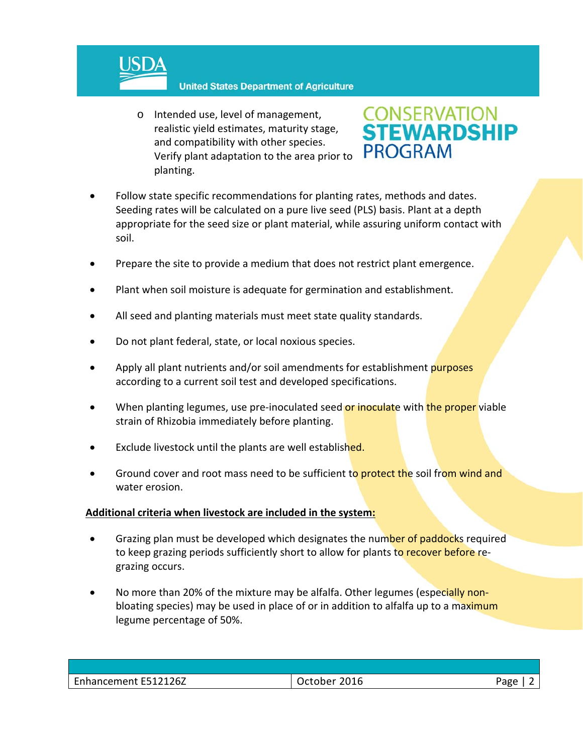- Intended use, level of management, realistic yield estimates, maturity stage, and compatibility with other species. Verify plant adaptation to the area prior to planting.

- Follow state specific recommendations for planting rates, methods and dates. Seeding rates will be calculated on a pure live seed (PLS) basis. Plant at a depth appropriate for the seed size or plant material, while assuring uniform contact with soil.

- Prepare the site to provide a medium that does not restrict plant emergence.

- Plant when soil moisture is adequate for germination and establishment.

- All seed and planting materials must meet state quality standards.

- Do not plant federal, state, or local noxious species.

- Apply all plant nutrients and/or soil amendments for establishment purposes according to a current soil test and developed specifications.

- When planting legumes, use pre-inoculated seed or inoculate with the proper viable strain of Rhizobia immediately before planting.

- Exclude livestock until the plants are well established.

- Ground cover and root mass need to be sufficient to protect the soil from wind and water erosion.

**Additional criteria when livestock are included in the system:**

- Grazing plan must be developed which designates the number of paddocks required to keep grazing periods sufficiently short to allow for plants to recover before re-grazing occurs.

- No more than 20% of the mixture may be alfalfa. Other legumes (especially non-bloating species) may be used in place of or in addition to alfalfa up to a maximum legume percentage of 50%.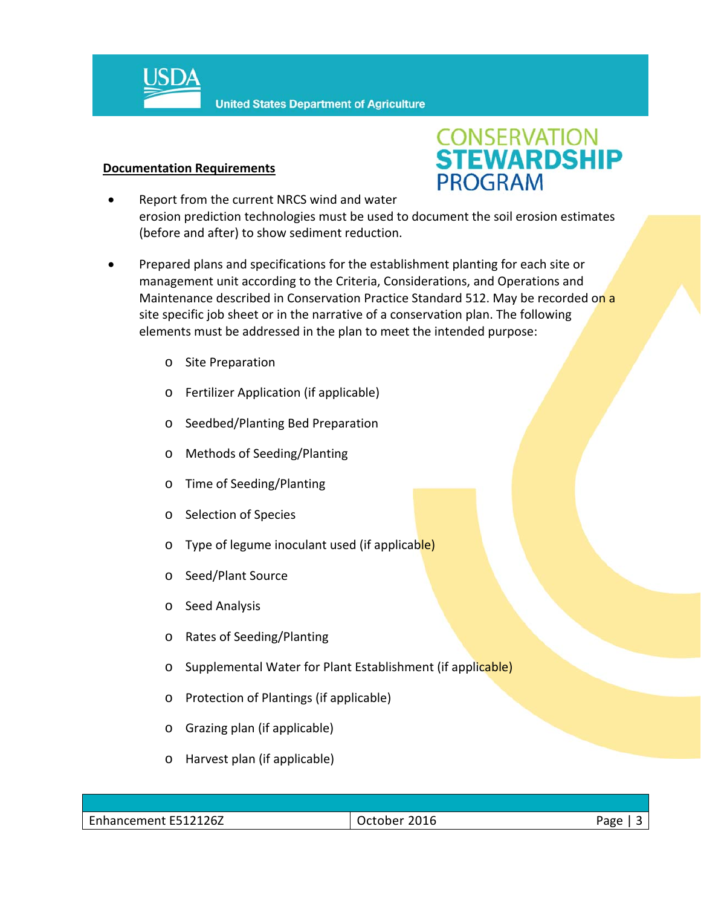**Documentation Requirements**

- Report from the current NRCS wind and water erosion prediction technologies must be used to document the soil erosion estimates (before and after) to show sediment reduction.

- Prepared plans and specifications for the establishment planting for each site or management unit according to the Criteria, Considerations, and Operations and Maintenance described in Conservation Practice Standard 512. May be recorded on a site specific job sheet or in the narrative of a conservation plan. The following elements must be addressed in the plan to meet the intended purpose:

  - Site Preparation
  - Fertilizer Application (if applicable)
  - Seedbed/Planting Bed Preparation
  - Methods of Seeding/Planting
  - Time of Seeding/Planting
  - Selection of Species
  - Type of legume inoculant used (if applicable)
  - Seed/Plant Source
  - Seed Analysis
  - Rates of Seeding/Planting
  - Supplemental Water for Plant Establishment (if applicable)
  - Protection of Plantings (if applicable)
  - Grazing plan (if applicable)
  - Harvest plan (if applicable)